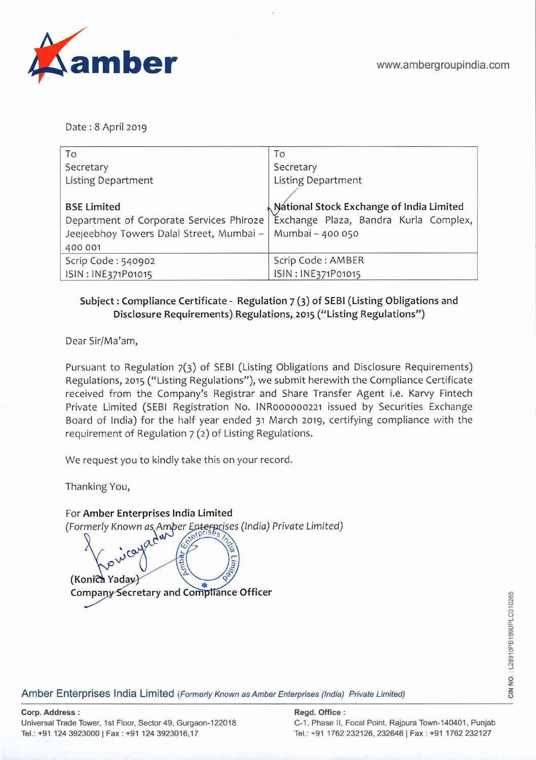**amber**

www.ambergroupindia.com

Date : 8 April 2019

| To<br>Secretary<br>Listing Department<br><br>**BSE Limited**<br>Department of Corporate Services Phiroze Jeejeebhoy Towers Dalal Street, Mumbai – 400 001 | To<br>Secretary<br>Listing Department<br><br>**National Stock Exchange of India Limited**<br>Exchange Plaza, Bandra Kurla Complex, Mumbai – 400 050 |
|---|---|
| Scrip Code : 540902<br>ISIN : INE371P01015 | Scrip Code : AMBER<br>ISIN : INE371P01015 |

**Subject : Compliance Certificate - Regulation 7 (3) of SEBI (Listing Obligations and Disclosure Requirements) Regulations, 2015 ("Listing Regulations")**

Dear Sir/Ma'am,

Pursuant to Regulation 7(3) of SEBI (Listing Obligations and Disclosure Requirements) Regulations, 2015 ("Listing Regulations"), we submit herewith the Compliance Certificate received from the Company's Registrar and Share Transfer Agent i.e. Karvy Fintech Private Limited (SEBI Registration No. INR000000221 issued by Securities Exchange Board of India) for the half year ended 31 March 2019, certifying compliance with the requirement of Regulation 7 (2) of Listing Regulations.

We request you to kindly take this on your record.

Thanking You,

For **Amber Enterprises India Limited**
*(Formerly Known as Amber Enterprises (India) Private Limited)*

**(Konica Yadav)**
**Company Secretary and Compliance Officer**

CIN NO. : L28910PB1990PLC010265

Amber Enterprises India Limited *(Formerly Known as Amber Enterprises (India) Private Limited)*

**Corp. Address :**
Universal Trade Tower, 1st Floor, Sector 49, Gurgaon-122018
Tel.: +91 124 3923000 | Fax : +91 124 3923016,17

**Regd. Office :**
C-1, Phase II, Focal Point, Rajpura Town-140401, Punjab
Tel.: +91 1762 232126, 232646 | Fax : +91 1762 232127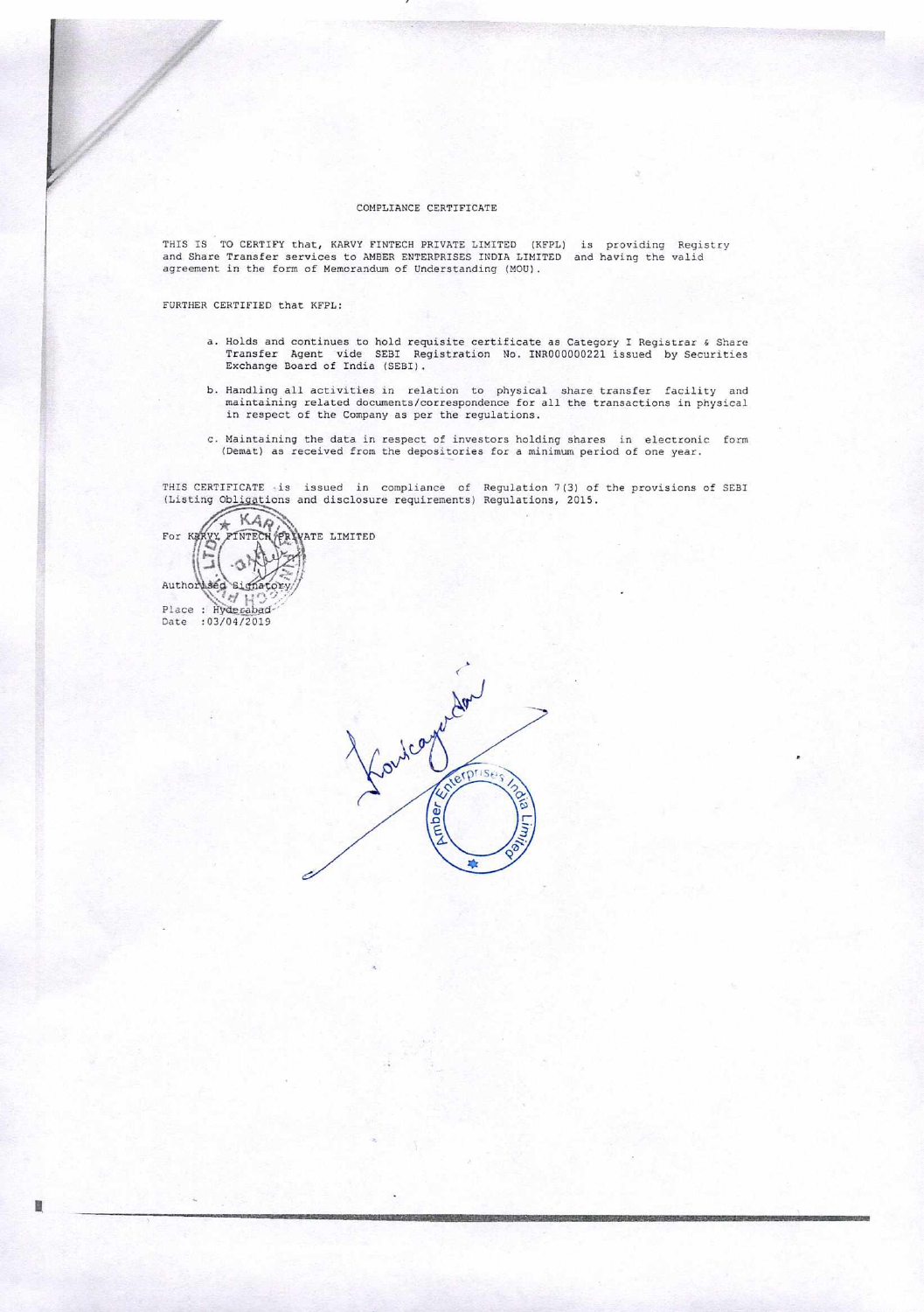# COMPLIANCE CERTIFICATE

THIS IS TO CERTIFY that, KARVY FINTECH PRIVATE LIMITED (KFPL) is providing Registry and Share Transfer services to AMBER ENTERPRISES INDIA LIMITED and having the valid agreement in the form of Memorandum of Understanding (MOU).

FURTHER CERTIFIED that KFPL:

a. Holds and continues to hold requisite certificate as Category I Registrar & Share Transfer Agent vide SEBI Registration No. INR000000221 issued by Securities Exchange Board of India (SEBI).

b. Handling all activities in relation to physical share transfer facility and maintaining related documents/correspondence for all the transactions in physical in respect of the Company as per the regulations.

c. Maintaining the data in respect of investors holding shares in electronic form (Demat) as received from the depositories for a minimum period of one year.

THIS CERTIFICATE is issued in compliance of Regulation 7(3) of the provisions of SEBI (Listing Obligations and disclosure requirements) Regulations, 2015.

For KARVY FINTECH PRIVATE LIMITED

Authorised Signatory

Place : Hyderabad
Date :03/04/2019